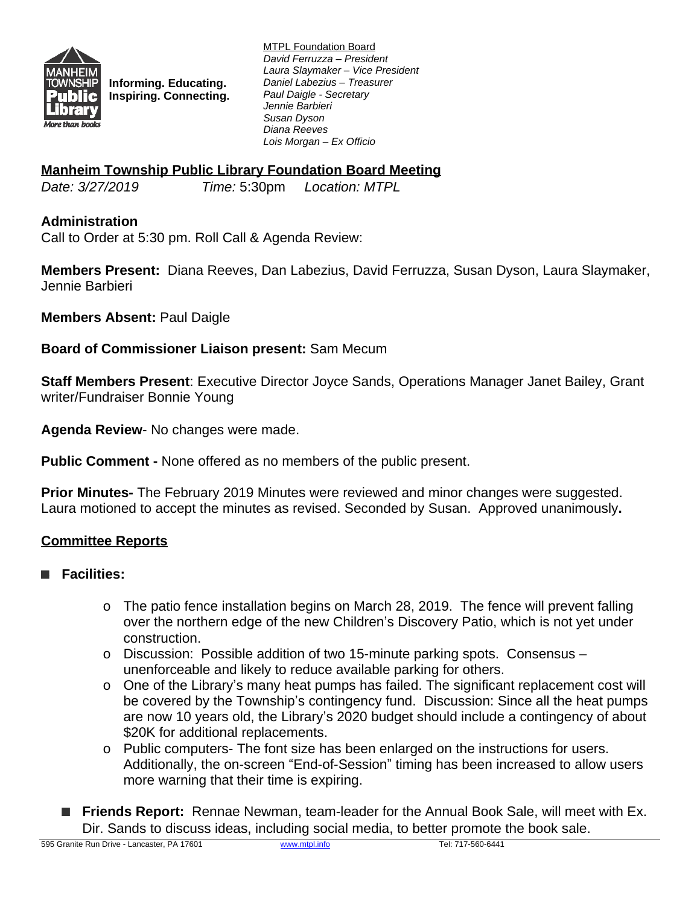Informing. Educating.
Inspiring. Connecting.

MTPL Foundation Board
*David Ferruzza – President*
*Laura Slaymaker – Vice President*
*Daniel Labezius – Treasurer*
*Paul Daigle - Secretary*
*Jennie Barbieri*
*Susan Dyson*
*Diana Reeves*
*Lois Morgan – Ex Officio*

## Manheim Township Public Library Foundation Board Meeting

*Date: 3/27/2019* *Time:* 5:30pm *Location: MTPL*

### Administration

Call to Order at 5:30 pm. Roll Call & Agenda Review:

**Members Present:** Diana Reeves, Dan Labezius, David Ferruzza, Susan Dyson, Laura Slaymaker, Jennie Barbieri

**Members Absent:** Paul Daigle

**Board of Commissioner Liaison present:** Sam Mecum

**Staff Members Present**: Executive Director Joyce Sands, Operations Manager Janet Bailey, Grant writer/Fundraiser Bonnie Young

**Agenda Review**- No changes were made.

**Public Comment -** None offered as no members of the public present.

**Prior Minutes-** The February 2019 Minutes were reviewed and minor changes were suggested. Laura motioned to accept the minutes as revised. Seconded by Susan. Approved unanimously**.**

### Committee Reports

- **Facilities:**
  - The patio fence installation begins on March 28, 2019. The fence will prevent falling over the northern edge of the new Children's Discovery Patio, which is not yet under construction.
  - Discussion: Possible addition of two 15-minute parking spots. Consensus – unenforceable and likely to reduce available parking for others.
  - One of the Library's many heat pumps has failed. The significant replacement cost will be covered by the Township's contingency fund. Discussion: Since all the heat pumps are now 10 years old, the Library's 2020 budget should include a contingency of about $20K for additional replacements.
  - Public computers- The font size has been enlarged on the instructions for users. Additionally, the on-screen "End-of-Session" timing has been increased to allow users more warning that their time is expiring.
- **Friends Report:** Rennae Newman, team-leader for the Annual Book Sale, will meet with Ex. Dir. Sands to discuss ideas, including social media, to better promote the book sale.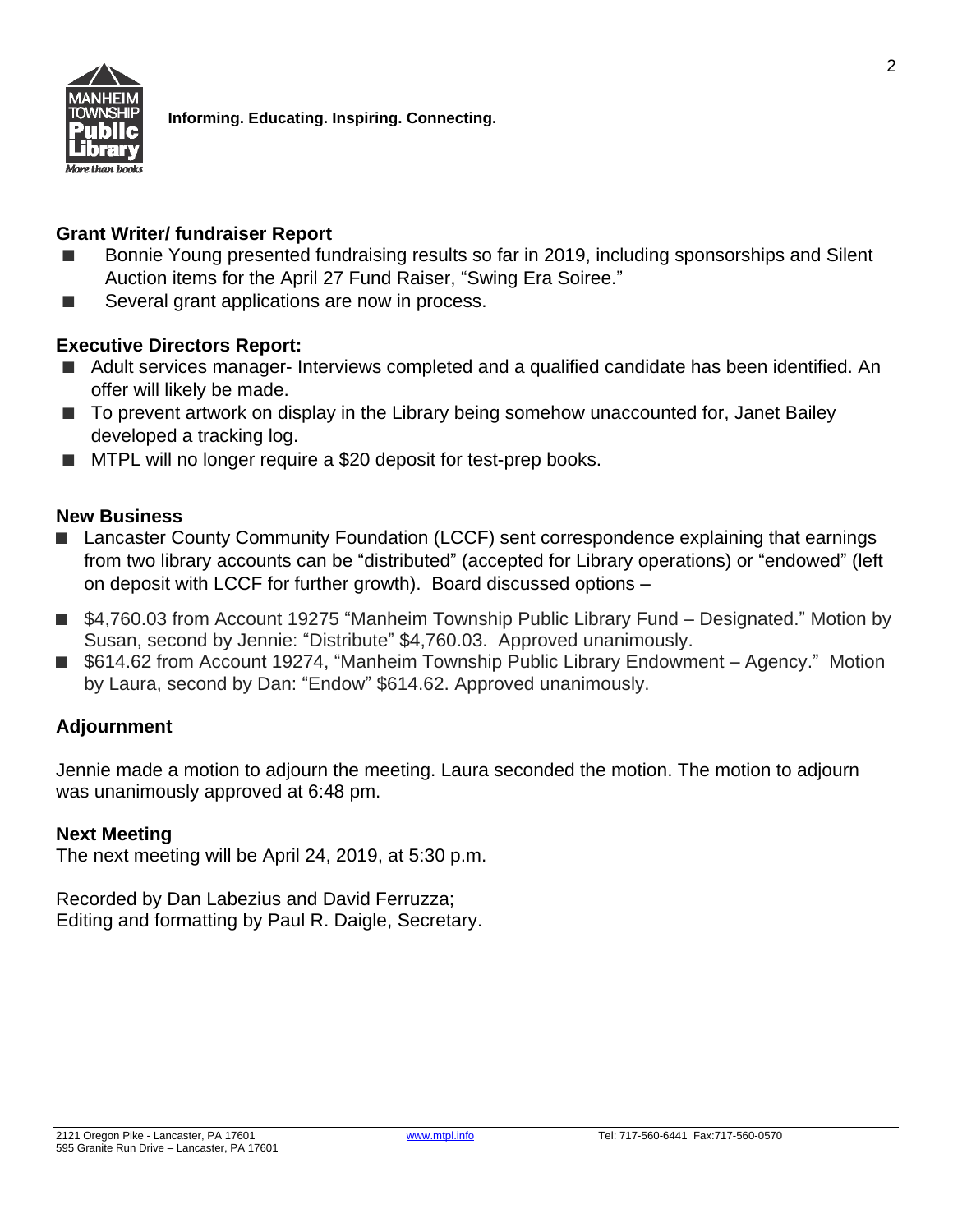**Informing. Educating. Inspiring. Connecting.**

## Grant Writer/ fundraiser Report

- Bonnie Young presented fundraising results so far in 2019, including sponsorships and Silent Auction items for the April 27 Fund Raiser, "Swing Era Soiree."
- Several grant applications are now in process.

## Executive Directors Report:

- Adult services manager- Interviews completed and a qualified candidate has been identified. An offer will likely be made.
- To prevent artwork on display in the Library being somehow unaccounted for, Janet Bailey developed a tracking log.
- MTPL will no longer require a $20 deposit for test-prep books.

## New Business

- Lancaster County Community Foundation (LCCF) sent correspondence explaining that earnings from two library accounts can be "distributed" (accepted for Library operations) or "endowed" (left on deposit with LCCF for further growth). Board discussed options –
- $4,760.03 from Account 19275 "Manheim Township Public Library Fund – Designated." Motion by Susan, second by Jennie: "Distribute" $4,760.03. Approved unanimously.
- $614.62 from Account 19274, "Manheim Township Public Library Endowment – Agency." Motion by Laura, second by Dan: "Endow" $614.62. Approved unanimously.

## Adjournment

Jennie made a motion to adjourn the meeting. Laura seconded the motion. The motion to adjourn was unanimously approved at 6:48 pm.

## Next Meeting

The next meeting will be April 24, 2019, at 5:30 p.m.

Recorded by Dan Labezius and David Ferruzza;
Editing and formatting by Paul R. Daigle, Secretary.